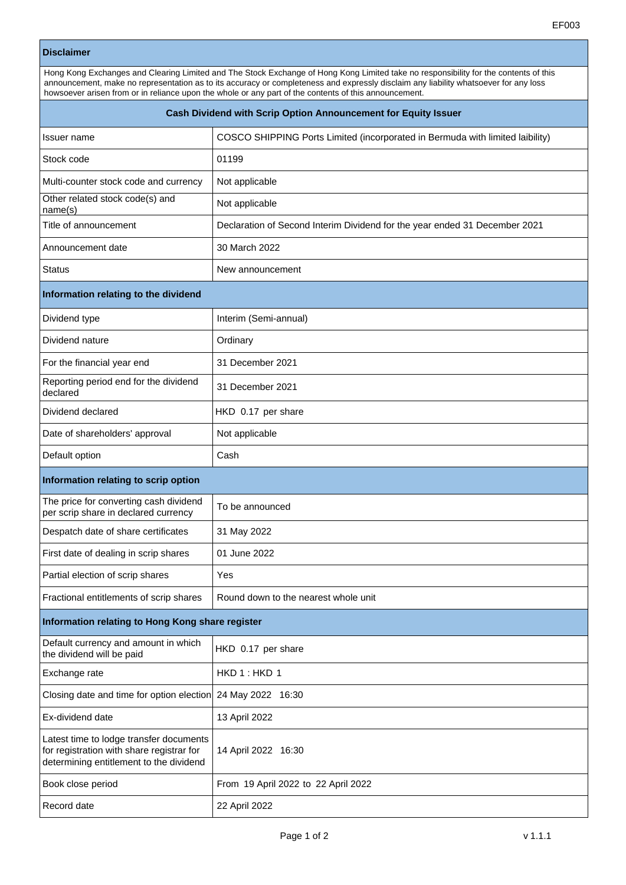EF003

| **Disclaimer** | |
|---|---|
| Hong Kong Exchanges and Clearing Limited and The Stock Exchange of Hong Kong Limited take no responsibility for the contents of this announcement, make no representation as to its accuracy or completeness and expressly disclaim any liability whatsoever for any loss howsoever arisen from or in reliance upon the whole or any part of the contents of this announcement. | |
| **Cash Dividend with Scrip Option Announcement for Equity Issuer** | |
| Issuer name | COSCO SHIPPING Ports Limited (incorporated in Bermuda with limited laibility) |
| Stock code | 01199 |
| Multi-counter stock code and currency | Not applicable |
| Other related stock code(s) and name(s) | Not applicable |
| Title of announcement | Declaration of Second Interim Dividend for the year ended 31 December 2021 |
| Announcement date | 30 March 2022 |
| Status | New announcement |
| **Information relating to the dividend** | |
| Dividend type | Interim (Semi-annual) |
| Dividend nature | Ordinary |
| For the financial year end | 31 December 2021 |
| Reporting period end for the dividend declared | 31 December 2021 |
| Dividend declared | HKD 0.17 per share |
| Date of shareholders' approval | Not applicable |
| Default option | Cash |
| **Information relating to scrip option** | |
| The price for converting cash dividend per scrip share in declared currency | To be announced |
| Despatch date of share certificates | 31 May 2022 |
| First date of dealing in scrip shares | 01 June 2022 |
| Partial election of scrip shares | Yes |
| Fractional entitlements of scrip shares | Round down to the nearest whole unit |
| **Information relating to Hong Kong share register** | |
| Default currency and amount in which the dividend will be paid | HKD 0.17 per share |
| Exchange rate | HKD 1 : HKD 1 |
| Closing date and time for option election | 24 May 2022 16:30 |
| Ex-dividend date | 13 April 2022 |
| Latest time to lodge transfer documents for registration with share registrar for determining entitlement to the dividend | 14 April 2022 16:30 |
| Book close period | From 19 April 2022 to 22 April 2022 |
| Record date | 22 April 2022 |

v 1.1.1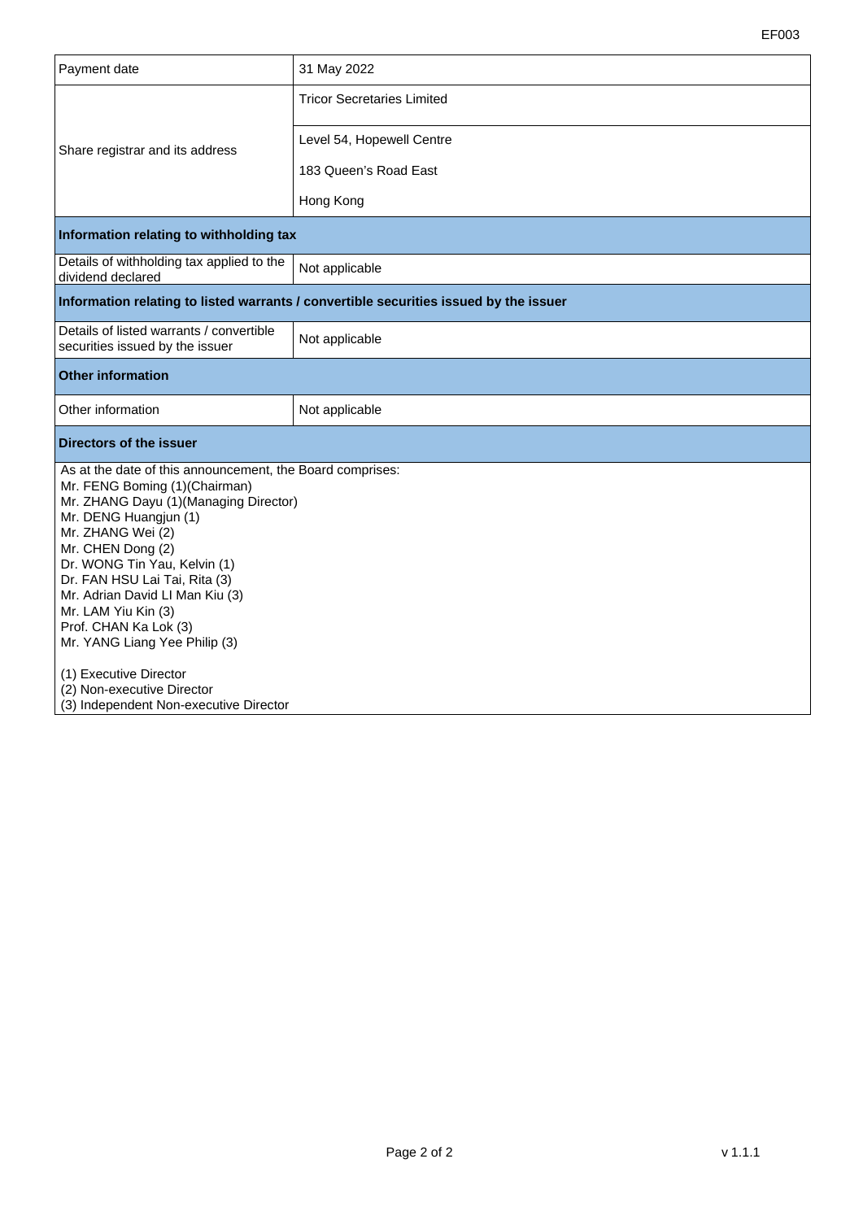| | |
|---|---|
| Payment date | 31 May 2022 |
| Share registrar and its address | Tricor Secretaries Limited<br><br>Level 54, Hopewell Centre<br>183 Queen's Road East<br>Hong Kong |

**Information relating to withholding tax**

| | |
|---|---|
| Details of withholding tax applied to the dividend declared | Not applicable |

**Information relating to listed warrants / convertible securities issued by the issuer**

| | |
|---|---|
| Details of listed warrants / convertible securities issued by the issuer | Not applicable |

**Other information**

| | |
|---|---|
| Other information | Not applicable |

**Directors of the issuer**

As at the date of this announcement, the Board comprises:
Mr. FENG Boming (1)(Chairman)
Mr. ZHANG Dayu (1)(Managing Director)
Mr. DENG Huangjun (1)
Mr. ZHANG Wei (2)
Mr. CHEN Dong (2)
Dr. WONG Tin Yau, Kelvin (1)
Dr. FAN HSU Lai Tai, Rita (3)
Mr. Adrian David LI Man Kiu (3)
Mr. LAM Yiu Kin (3)
Prof. CHAN Ka Lok (3)
Mr. YANG Liang Yee Philip (3)

(1) Executive Director
(2) Non-executive Director
(3) Independent Non-executive Director